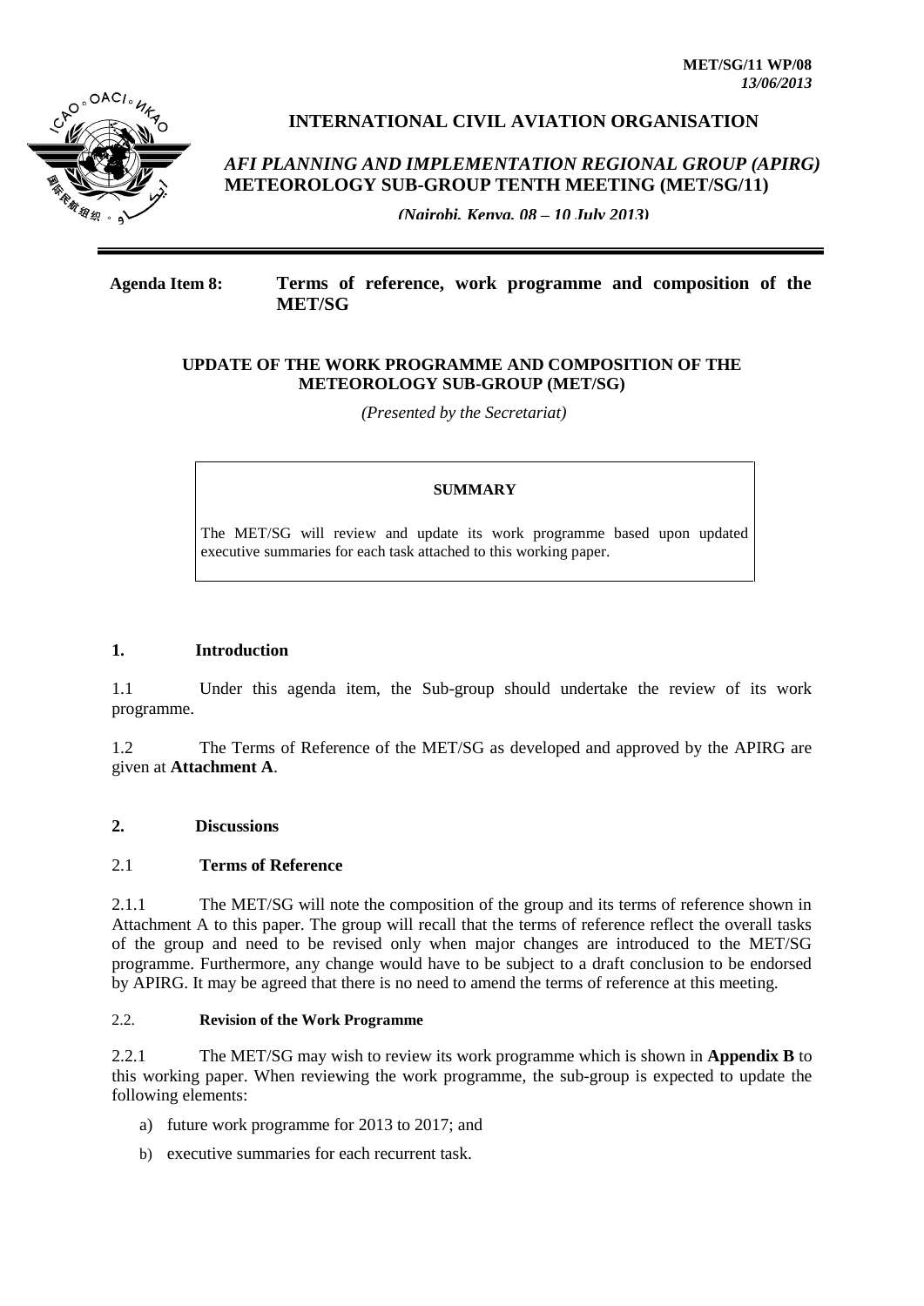**MET/SG/11 WP/08**
***13/06/2013***

# INTERNATIONAL CIVIL AVIATION ORGANISATION

***AFI PLANNING AND IMPLEMENTATION REGIONAL GROUP (APIRG)***
**METEOROLOGY SUB-GROUP TENTH MEETING (MET/SG/11)**

***(Nairobi, Kenya, 08 – 10 July 2013)***

---

**Agenda Item 8:** **Terms of reference, work programme and composition of the MET/SG**

## UPDATE OF THE WORK PROGRAMME AND COMPOSITION OF THE METEOROLOGY SUB-GROUP (MET/SG)

*(Presented by the Secretariat)*

> **SUMMARY**
>
> The MET/SG will review and update its work programme based upon updated executive summaries for each task attached to this working paper.

## 1. Introduction

1.1 Under this agenda item, the Sub-group should undertake the review of its work programme.

1.2 The Terms of Reference of the MET/SG as developed and approved by the APIRG are given at **Attachment A**.

## 2. Discussions

### 2.1 Terms of Reference

2.1.1 The MET/SG will note the composition of the group and its terms of reference shown in Attachment A to this paper. The group will recall that the terms of reference reflect the overall tasks of the group and need to be revised only when major changes are introduced to the MET/SG programme. Furthermore, any change would have to be subject to a draft conclusion to be endorsed by APIRG. It may be agreed that there is no need to amend the terms of reference at this meeting.

### 2.2. Revision of the Work Programme

2.2.1 The MET/SG may wish to review its work programme which is shown in **Appendix B** to this working paper. When reviewing the work programme, the sub-group is expected to update the following elements:

a) future work programme for 2013 to 2017; and

b) executive summaries for each recurrent task.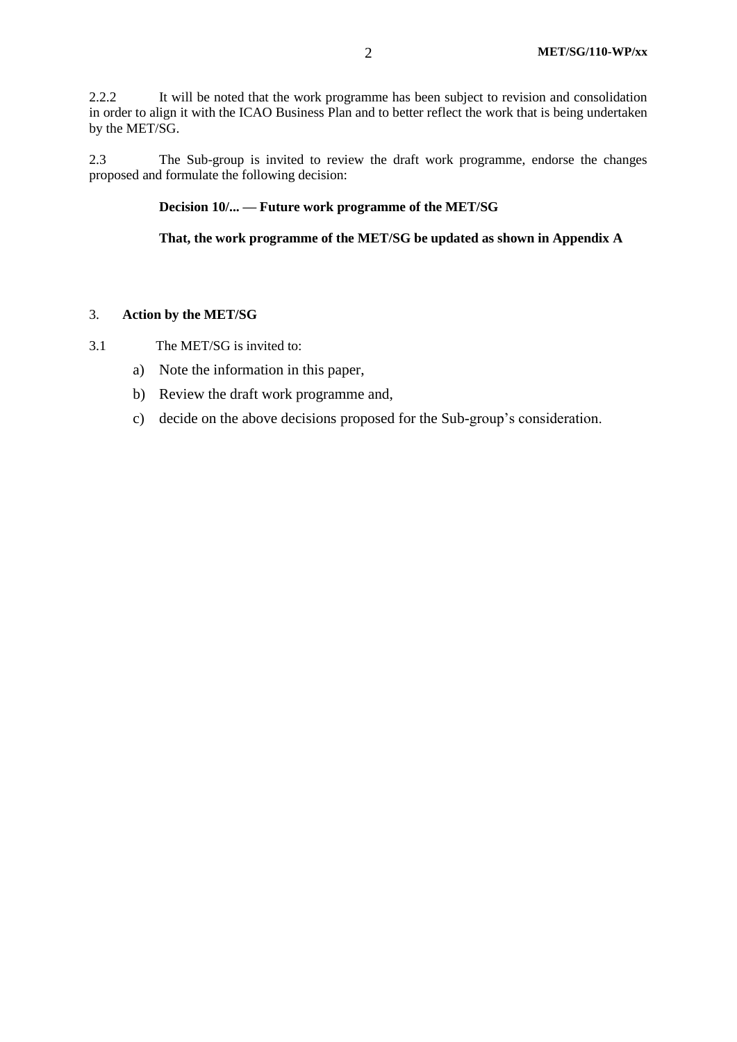2.2.2 It will be noted that the work programme has been subject to revision and consolidation in order to align it with the ICAO Business Plan and to better reflect the work that is being undertaken by the MET/SG.

2.3 The Sub-group is invited to review the draft work programme, endorse the changes proposed and formulate the following decision:

**Decision 10/... — Future work programme of the MET/SG**

**That, the work programme of the MET/SG be updated as shown in Appendix A**

## 3. **Action by the MET/SG**

3.1 The MET/SG is invited to:

a) Note the information in this paper,

b) Review the draft work programme and,

c) decide on the above decisions proposed for the Sub-group's consideration.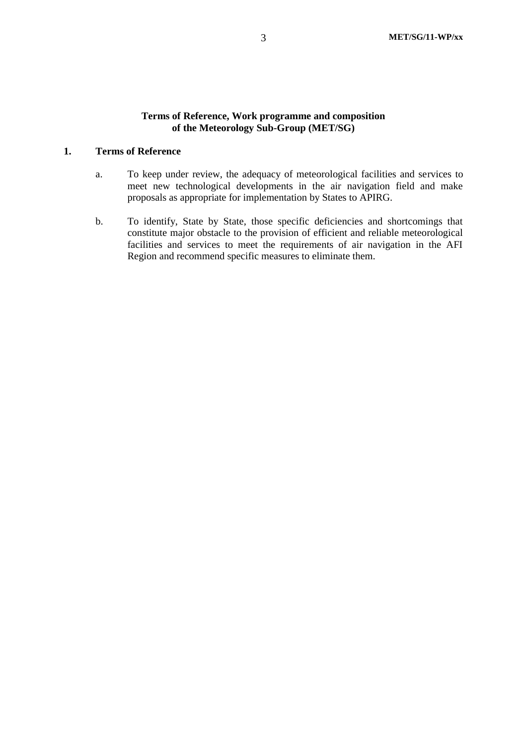**Terms of Reference, Work programme and composition of the Meteorology Sub-Group (MET/SG)**

## 1. Terms of Reference

a. To keep under review, the adequacy of meteorological facilities and services to meet new technological developments in the air navigation field and make proposals as appropriate for implementation by States to APIRG.

b. To identify, State by State, those specific deficiencies and shortcomings that constitute major obstacle to the provision of efficient and reliable meteorological facilities and services to meet the requirements of air navigation in the AFI Region and recommend specific measures to eliminate them.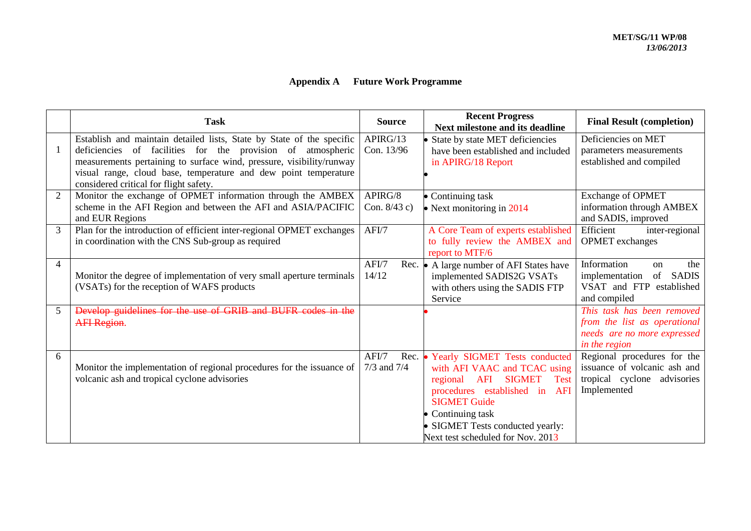MET/SG/11 WP/08
*13/06/2013*

## Appendix A Future Work Programme

| | Task | Source | Recent Progress Next milestone and its deadline | Final Result (completion) |
|---|---|---|---|---|
| 1 | Establish and maintain detailed lists, State by State of the specific deficiencies of facilities for the provision of atmospheric measurements pertaining to surface wind, pressure, visibility/runway visual range, cloud base, temperature and dew point temperature considered critical for flight safety. | APIRG/13 Con. 13/96 | • State by state MET deficiencies have been established and included in APIRG/18 Report<br>• | Deficiencies on MET parameters measurements established and compiled |
| 2 | Monitor the exchange of OPMET information through the AMBEX scheme in the AFI Region and between the AFI and ASIA/PACIFIC and EUR Regions | APIRG/8 Con. 8/43 c) | • Continuing task<br>• Next monitoring in 2014 | Exchange of OPMET information through AMBEX and SADIS, improved |
| 3 | Plan for the introduction of efficient inter-regional OPMET exchanges in coordination with the CNS Sub-group as required | AFI/7 | A Core Team of experts established to fully review the AMBEX and report to MTF/6 | Efficient inter-regional OPMET exchanges |
| 4 | Monitor the degree of implementation of very small aperture terminals (VSATs) for the reception of WAFS products | AFI/7 Rec. 14/12 | • A large number of AFI States have implemented SADIS2G VSATs with others using the SADIS FTP Service | Information on the implementation of SADIS VSAT and FTP established and compiled |
| 5 | ~~Develop guidelines for the use of GRIB and BUFR codes in the AFI Region~~. | | • | *This task has been removed from the list as operational needs are no more expressed in the region* |
| 6 | Monitor the implementation of regional procedures for the issuance of volcanic ash and tropical cyclone advisories | AFI/7 Rec. 7/3 and 7/4 | • Yearly SIGMET Tests conducted with AFI VAAC and TCAC using regional AFI SIGMET Test procedures established in AFI SIGMET Guide<br>• Continuing task<br>• SIGMET Tests conducted yearly: Next test scheduled for Nov. 2013 | Regional procedures for the issuance of volcanic ash and tropical cyclone advisories Implemented |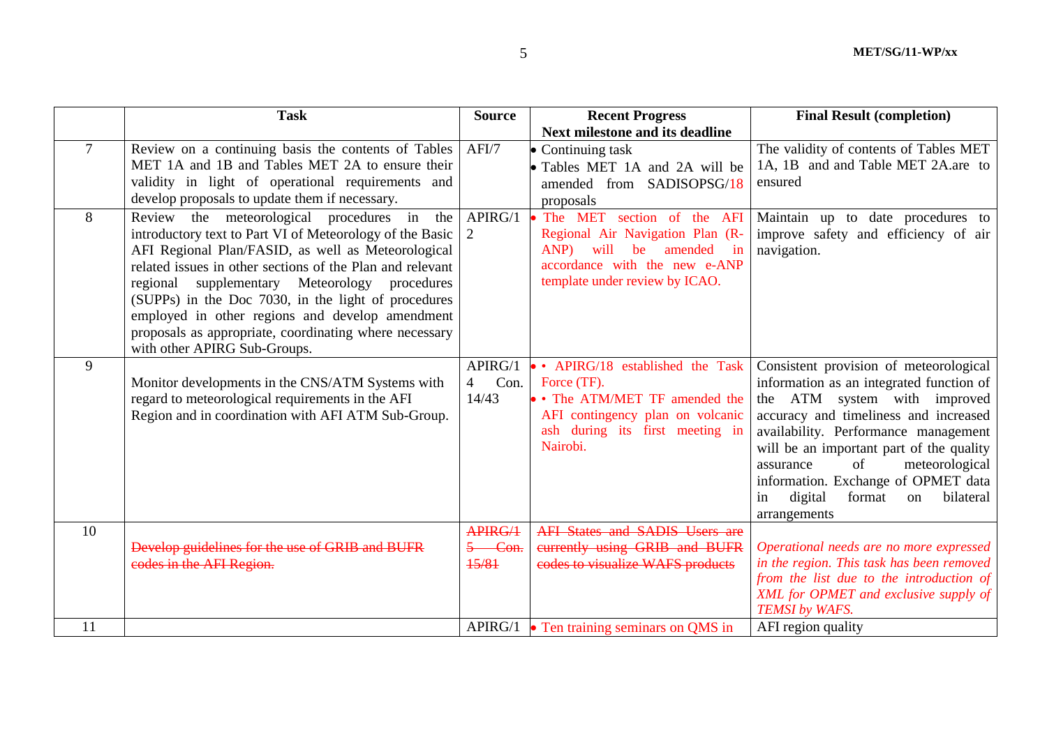| | Task | Source | Recent Progress<br>Next milestone and its deadline | Final Result (completion) |
|---|---|---|---|---|
| 7 | Review on a continuing basis the contents of Tables MET 1A and 1B and Tables MET 2A to ensure their validity in light of operational requirements and develop proposals to update them if necessary. | AFI/7 | • Continuing task<br>• Tables MET 1A and 2A will be amended from SADISOPSG/18 proposals | The validity of contents of Tables MET 1A, 1B and and Table MET 2A.are to ensured |
| 8 | Review the meteorological procedures in the introductory text to Part VI of Meteorology of the Basic AFI Regional Plan/FASID, as well as Meteorological related issues in other sections of the Plan and relevant regional supplementary Meteorology procedures (SUPPs) in the Doc 7030, in the light of procedures employed in other regions and develop amendment proposals as appropriate, coordinating where necessary with other APIRG Sub-Groups. | APIRG/12 | • The MET section of the AFI Regional Air Navigation Plan (R-ANP) will be amended in accordance with the new e-ANP template under review by ICAO. | Maintain up to date procedures to improve safety and efficiency of air navigation. |
| 9 | Monitor developments in the CNS/ATM Systems with regard to meteorological requirements in the AFI Region and in coordination with AFI ATM Sub-Group. | APIRG/14 Con. 14/43 | • • APIRG/18 established the Task Force (TF).<br>• • The ATM/MET TF amended the AFI contingency plan on volcanic ash during its first meeting in Nairobi. | Consistent provision of meteorological information as an integrated function of the ATM system with improved accuracy and timeliness and increased availability. Performance management will be an important part of the quality assurance of meteorological information. Exchange of OPMET data in digital format on bilateral arrangements |
| 10 | ~~Develop guidelines for the use of GRIB and BUFR codes in the AFI Region.~~ | ~~APIRG/15 Con. 15/81~~ | ~~AFI States and SADIS Users are currently using GRIB and BUFR codes to visualize WAFS products~~ | *Operational needs are no more expressed in the region. This task has been removed from the list due to the introduction of XML for OPMET and exclusive supply of TEMSI by WAFS.* |
| 11 | | APIRG/1 | • Ten training seminars on QMS in | AFI region quality |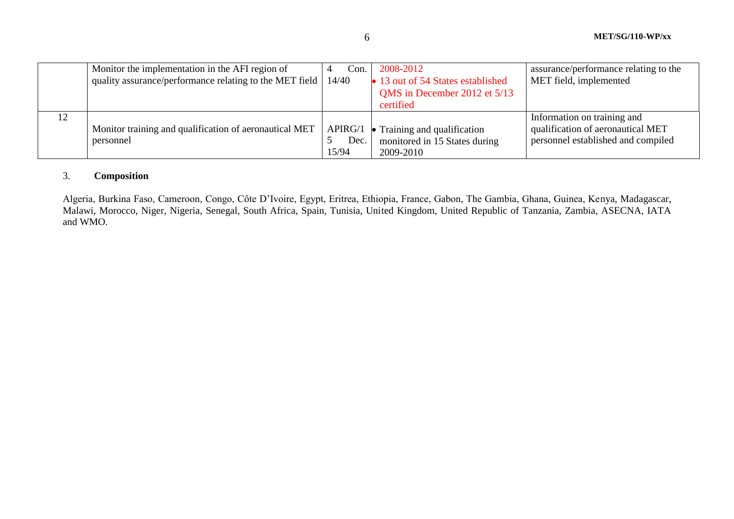| | | | | |
|---|---|---|---|---|
| | Monitor the implementation in the AFI region of quality assurance/performance relating to the MET field | 4 Con. 14/40 | 2008-2012<br>• 13 out of 54 States established QMS in December 2012 et 5/13 certified | assurance/performance relating to the MET field, implemented |
| 12 | Monitor training and qualification of aeronautical MET personnel | APIRG/15 Dec. 15/94 | • Training and qualification monitored in 15 States during 2009-2010 | Information on training and qualification of aeronautical MET personnel established and compiled |

## 3. Composition

Algeria, Burkina Faso, Cameroon, Congo, Côte D'Ivoire, Egypt, Eritrea, Ethiopia, France, Gabon, The Gambia, Ghana, Guinea, Kenya, Madagascar, Malawi, Morocco, Niger, Nigeria, Senegal, South Africa, Spain, Tunisia, United Kingdom, United Republic of Tanzania, Zambia, ASECNA, IATA and WMO.